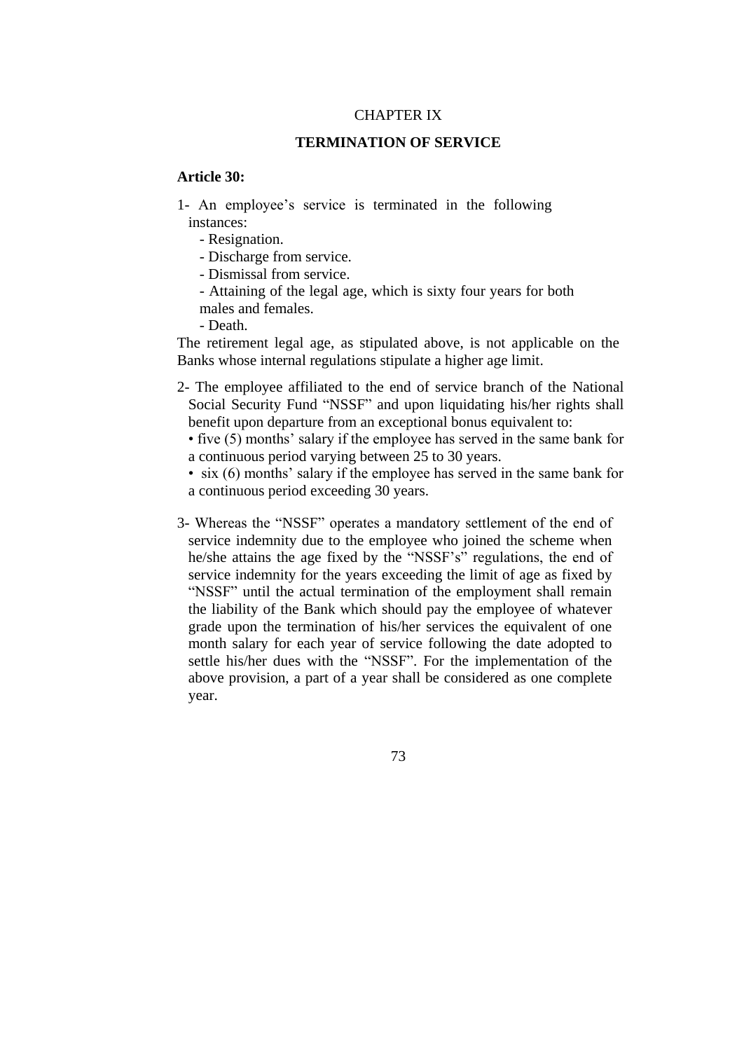CHAPTER IX

## TERMINATION OF SERVICE

**Article 30:**

1- An employee's service is terminated in the following instances:

- Resignation.
- Discharge from service.
- Dismissal from service.
- Attaining of the legal age, which is sixty four years for both males and females.
- Death.

The retirement legal age, as stipulated above, is not applicable on the Banks whose internal regulations stipulate a higher age limit.

2- The employee affiliated to the end of service branch of the National Social Security Fund "NSSF" and upon liquidating his/her rights shall benefit upon departure from an exceptional bonus equivalent to:

- five (5) months' salary if the employee has served in the same bank for a continuous period varying between 25 to 30 years.
- six (6) months' salary if the employee has served in the same bank for a continuous period exceeding 30 years.

3- Whereas the "NSSF" operates a mandatory settlement of the end of service indemnity due to the employee who joined the scheme when he/she attains the age fixed by the "NSSF's" regulations, the end of service indemnity for the years exceeding the limit of age as fixed by "NSSF" until the actual termination of the employment shall remain the liability of the Bank which should pay the employee of whatever grade upon the termination of his/her services the equivalent of one month salary for each year of service following the date adopted to settle his/her dues with the "NSSF". For the implementation of the above provision, a part of a year shall be considered as one complete year.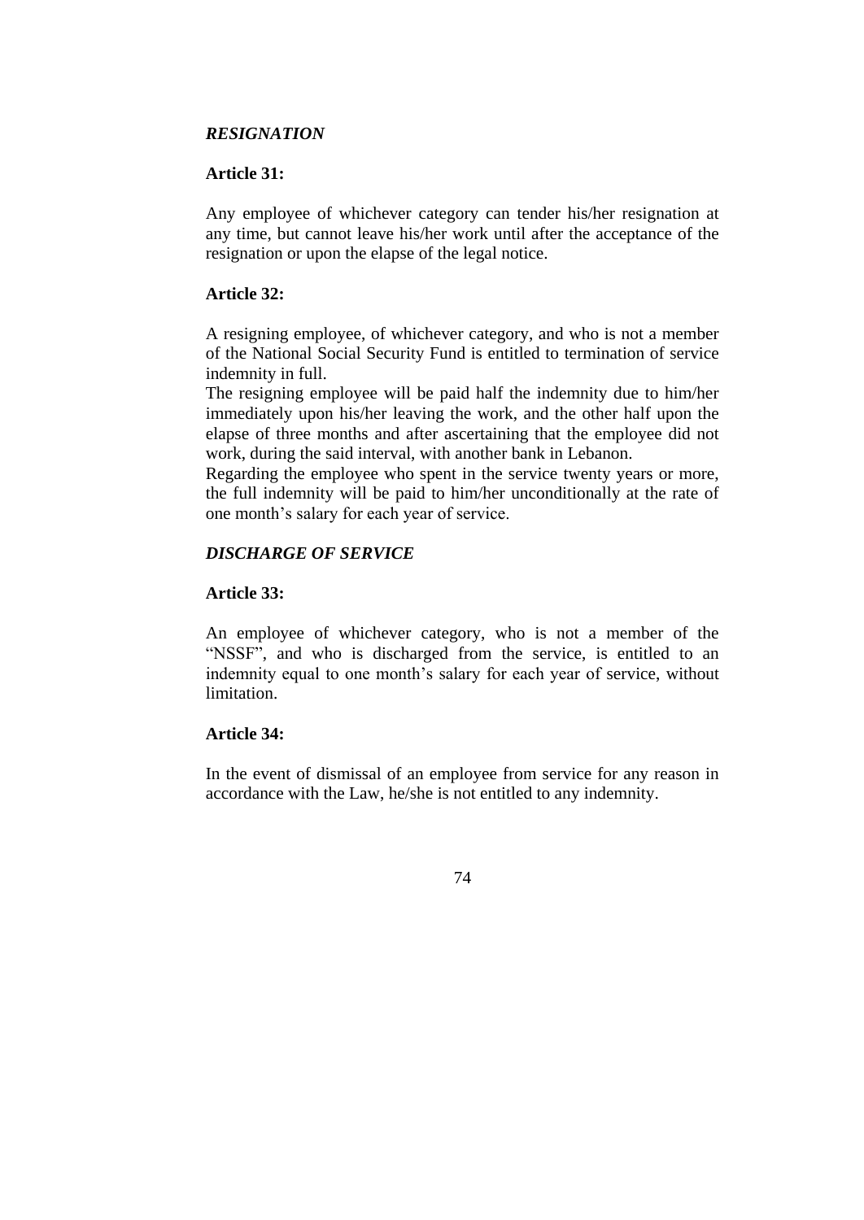*RESIGNATION*

**Article 31:**

Any employee of whichever category can tender his/her resignation at any time, but cannot leave his/her work until after the acceptance of the resignation or upon the elapse of the legal notice.

**Article 32:**

A resigning employee, of whichever category, and who is not a member of the National Social Security Fund is entitled to termination of service indemnity in full.

The resigning employee will be paid half the indemnity due to him/her immediately upon his/her leaving the work, and the other half upon the elapse of three months and after ascertaining that the employee did not work, during the said interval, with another bank in Lebanon.

Regarding the employee who spent in the service twenty years or more, the full indemnity will be paid to him/her unconditionally at the rate of one month's salary for each year of service.

*DISCHARGE OF SERVICE*

**Article 33:**

An employee of whichever category, who is not a member of the "NSSF", and who is discharged from the service, is entitled to an indemnity equal to one month's salary for each year of service, without limitation.

**Article 34:**

In the event of dismissal of an employee from service for any reason in accordance with the Law, he/she is not entitled to any indemnity.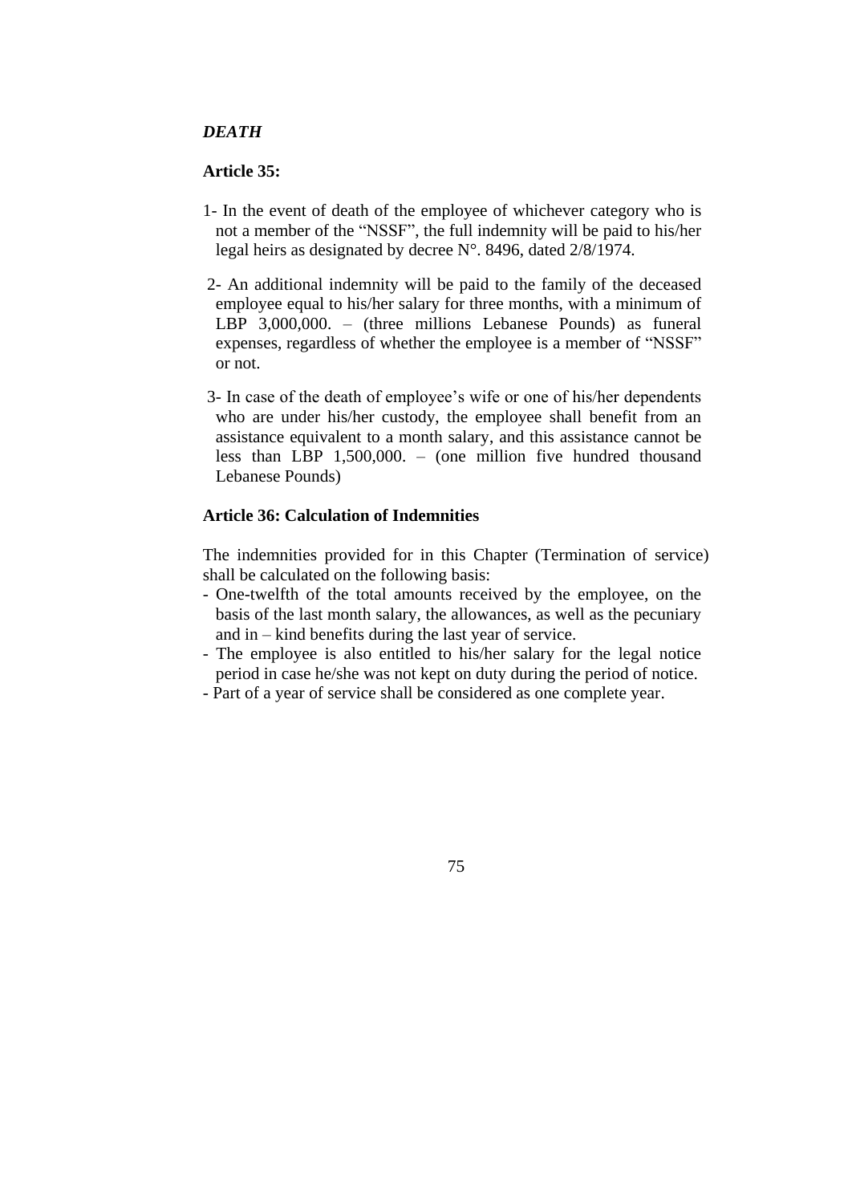***DEATH***

**Article 35:**

1- In the event of death of the employee of whichever category who is not a member of the "NSSF", the full indemnity will be paid to his/her legal heirs as designated by decree N°. 8496, dated 2/8/1974.

2- An additional indemnity will be paid to the family of the deceased employee equal to his/her salary for three months, with a minimum of LBP 3,000,000. – (three millions Lebanese Pounds) as funeral expenses, regardless of whether the employee is a member of "NSSF" or not.

3- In case of the death of employee's wife or one of his/her dependents who are under his/her custody, the employee shall benefit from an assistance equivalent to a month salary, and this assistance cannot be less than LBP 1,500,000. – (one million five hundred thousand Lebanese Pounds)

**Article 36: Calculation of Indemnities**

The indemnities provided for in this Chapter (Termination of service) shall be calculated on the following basis:

- One-twelfth of the total amounts received by the employee, on the basis of the last month salary, the allowances, as well as the pecuniary and in – kind benefits during the last year of service.
- The employee is also entitled to his/her salary for the legal notice period in case he/she was not kept on duty during the period of notice.
- Part of a year of service shall be considered as one complete year.